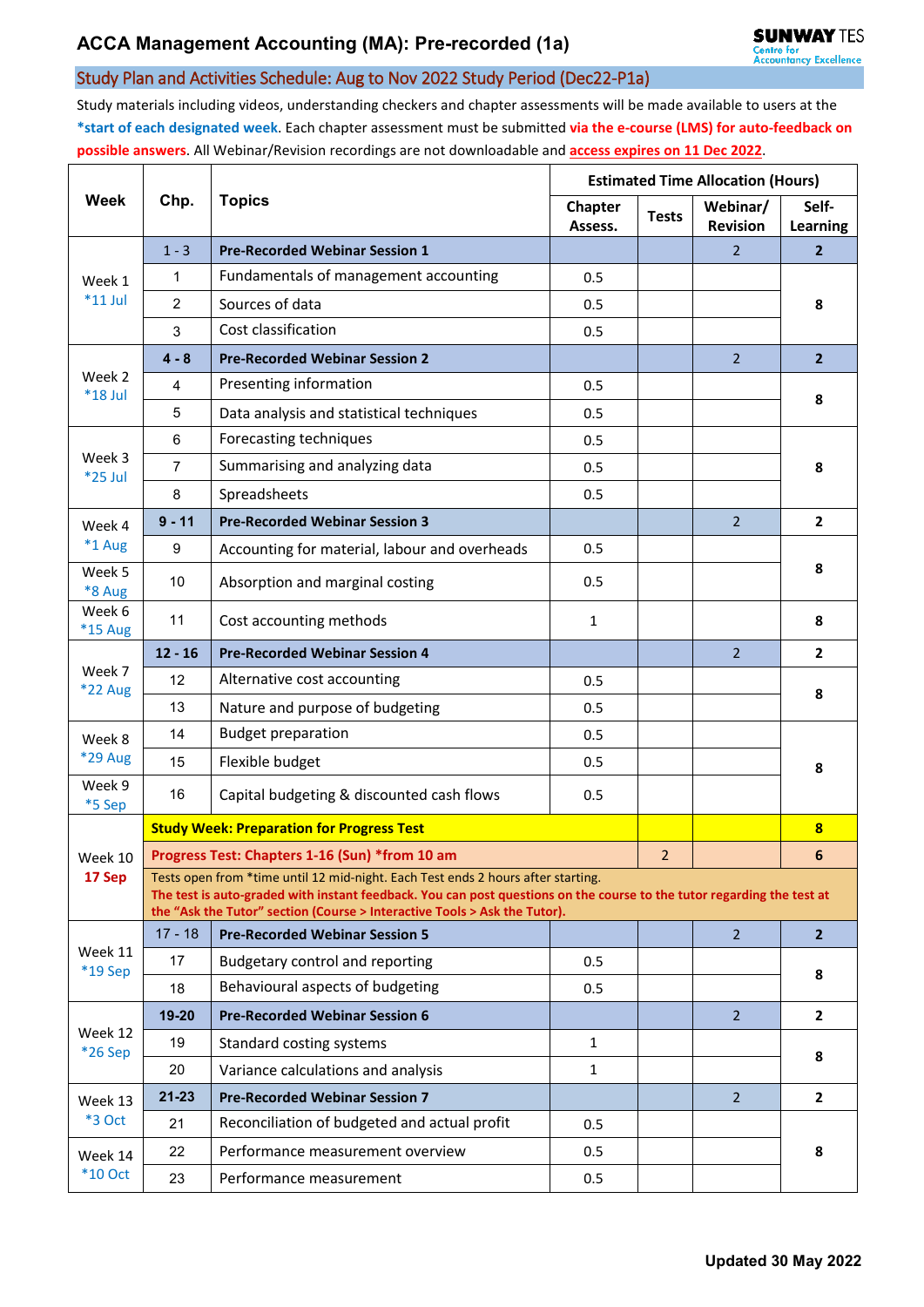# ACCA Management Accounting (MA): Pre-recorded (1a)

## Study Plan and Activities Schedule: Aug to Nov 2022 Study Period (Dec22-P1a)

Study materials including videos, understanding checkers and chapter assessments will be made available to users at the **\*start of each designated week**. Each chapter assessment must be submitted **via the e-course (LMS) for auto-feedback on possible answers**. All Webinar/Revision recordings are not downloadable and **access expires on 11 Dec 2022**.

| Week | Chp. | Topics | Estimated Time Allocation (Hours) | | | |
|---|---|---|---|---|---|---|
| | | | Chapter Assess. | Tests | Webinar/ Revision | Self-Learning |
| Week 1 *11 Jul | 1 - 3 | **Pre-Recorded Webinar Session 1** | | | 2 | **2** |
| | 1 | Fundamentals of management accounting | 0.5 | | | **8** |
| | 2 | Sources of data | 0.5 | | | |
| | 3 | Cost classification | 0.5 | | | |
| Week 2 *18 Jul | **4 - 8** | **Pre-Recorded Webinar Session 2** | | | 2 | **2** |
| | 4 | Presenting information | 0.5 | | | **8** |
| | 5 | Data analysis and statistical techniques | 0.5 | | | |
| Week 3 *25 Jul | 6 | Forecasting techniques | 0.5 | | | **8** |
| | 7 | Summarising and analyzing data | 0.5 | | | |
| | 8 | Spreadsheets | 0.5 | | | |
| Week 4 *1 Aug | **9 - 11** | **Pre-Recorded Webinar Session 3** | | | 2 | **2** |
| | 9 | Accounting for material, labour and overheads | 0.5 | | | **8** |
| Week 5 *8 Aug | 10 | Absorption and marginal costing | 0.5 | | | |
| Week 6 *15 Aug | 11 | Cost accounting methods | 1 | | | **8** |
| Week 7 *22 Aug | **12 - 16** | **Pre-Recorded Webinar Session 4** | | | 2 | **2** |
| | 12 | Alternative cost accounting | 0.5 | | | **8** |
| | 13 | Nature and purpose of budgeting | 0.5 | | | |
| Week 8 *29 Aug | 14 | Budget preparation | 0.5 | | | **8** |
| | 15 | Flexible budget | 0.5 | | | |
| Week 9 *5 Sep | 16 | Capital budgeting & discounted cash flows | 0.5 | | | |
| Week 10 **17 Sep** | **Study Week: Preparation for Progress Test** | | | | | **8** |
| | **Progress Test: Chapters 1-16 (Sun) *from 10 am** | | | 2 | | **6** |
| | Tests open from *time until 12 mid-night. Each Test ends 2 hours after starting. **The test is auto-graded with instant feedback. You can post questions on the course to the tutor regarding the test at the "Ask the Tutor" section (Course > Interactive Tools > Ask the Tutor).** | | | | | |
| Week 11 *19 Sep | 17 - 18 | **Pre-Recorded Webinar Session 5** | | | 2 | **2** |
| | 17 | Budgetary control and reporting | 0.5 | | | **8** |
| | 18 | Behavioural aspects of budgeting | 0.5 | | | |
| Week 12 *26 Sep | **19-20** | **Pre-Recorded Webinar Session 6** | | | 2 | **2** |
| | 19 | Standard costing systems | 1 | | | **8** |
| | 20 | Variance calculations and analysis | 1 | | | |
| Week 13 *3 Oct | **21-23** | **Pre-Recorded Webinar Session 7** | | | 2 | **2** |
| | 21 | Reconciliation of budgeted and actual profit | 0.5 | | | **8** |
| Week 14 *10 Oct | 22 | Performance measurement overview | 0.5 | | | |
| | 23 | Performance measurement | 0.5 | | | |

**Updated 30 May 2022**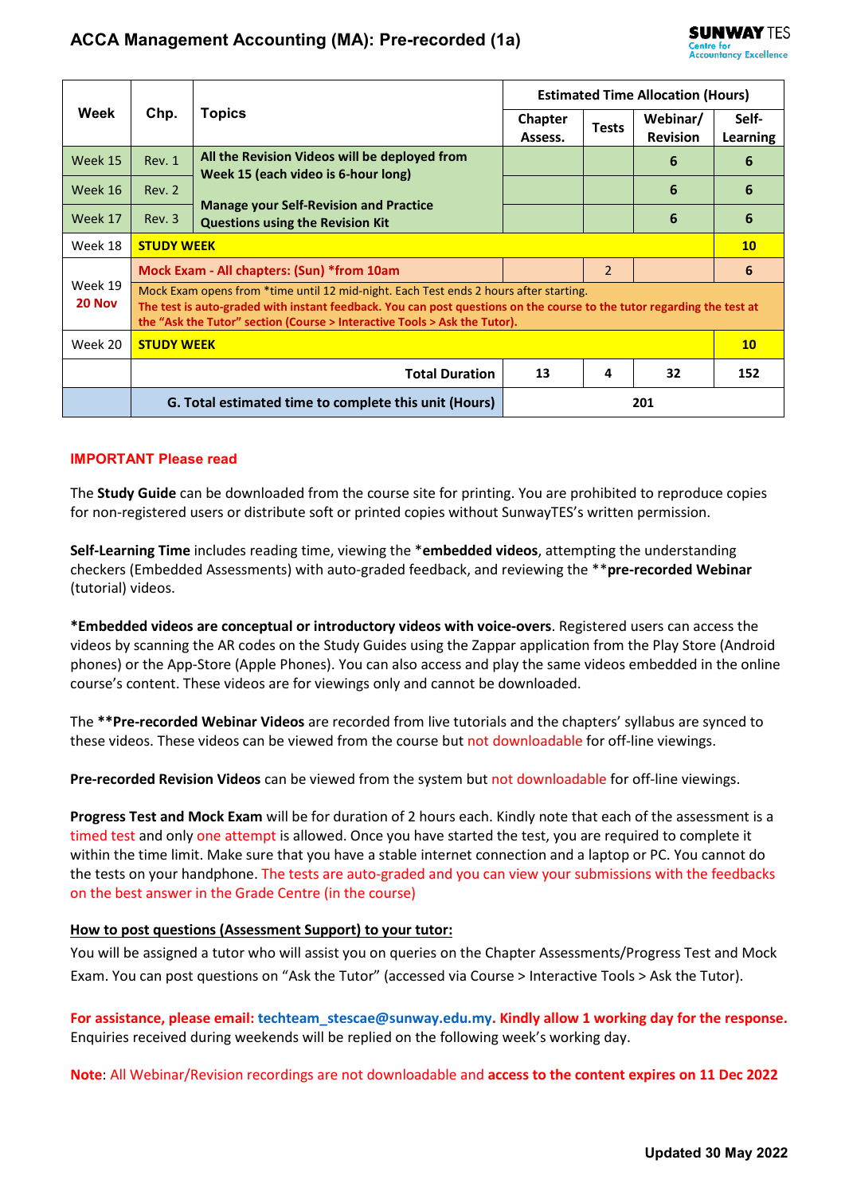# ACCA Management Accounting (MA): Pre-recorded (1a)

| Week | Chp. | Topics | Estimated Time Allocation (Hours) | | | |
|---|---|---|---|---|---|---|
| | | | Chapter Assess. | Tests | Webinar/ Revision | Self-Learning |
| Week 15 | Rev. 1 | **All the Revision Videos will be deployed from Week 15 (each video is 6-hour long)** **Manage your Self-Revision and Practice Questions using the Revision Kit** | | | **6** | **6** |
| Week 16 | Rev. 2 | | | | **6** | **6** |
| Week 17 | Rev. 3 | | | | **6** | **6** |
| Week 18 | **STUDY WEEK** | | | | | **10** |
| Week 19 **20 Nov** | **Mock Exam - All chapters: (Sun) *from 10am** | | | 2 | | 6 |
| | Mock Exam opens from *time until 12 mid-night. Each Test ends 2 hours after starting. **The test is auto-graded with instant feedback. You can post questions on the course to the tutor regarding the test at the "Ask the Tutor" section (Course > Interactive Tools > Ask the Tutor).** | | | | | |
| Week 20 | **STUDY WEEK** | | | | | **10** |
| | **Total Duration** | | 13 | 4 | 32 | 152 |
| | **G. Total estimated time to complete this unit (Hours)** | | 201 | | | |

**IMPORTANT Please read**

The **Study Guide** can be downloaded from the course site for printing. You are prohibited to reproduce copies for non-registered users or distribute soft or printed copies without SunwayTES's written permission.

**Self-Learning Time** includes reading time, viewing the ***embedded videos**, attempting the understanding checkers (Embedded Assessments) with auto-graded feedback, and reviewing the ****pre-recorded Webinar** (tutorial) videos.

***Embedded videos are conceptual or introductory videos with voice-overs**. Registered users can access the videos by scanning the AR codes on the Study Guides using the Zappar application from the Play Store (Android phones) or the App-Store (Apple Phones). You can also access and play the same videos embedded in the online course's content. These videos are for viewings only and cannot be downloaded.

The ****Pre-recorded Webinar Videos** are recorded from live tutorials and the chapters' syllabus are synced to these videos. These videos can be viewed from the course but not downloadable for off-line viewings.

**Pre-recorded Revision Videos** can be viewed from the system but not downloadable for off-line viewings.

**Progress Test and Mock Exam** will be for duration of 2 hours each. Kindly note that each of the assessment is a timed test and only one attempt is allowed. Once you have started the test, you are required to complete it within the time limit. Make sure that you have a stable internet connection and a laptop or PC. You cannot do the tests on your handphone. The tests are auto-graded and you can view your submissions with the feedbacks on the best answer in the Grade Centre (in the course)

**How to post questions (Assessment Support) to your tutor:**

You will be assigned a tutor who will assist you on queries on the Chapter Assessments/Progress Test and Mock Exam. You can post questions on "Ask the Tutor" (accessed via Course > Interactive Tools > Ask the Tutor).

**For assistance, please email: techteam_stescae@sunway.edu.my. Kindly allow 1 working day for the response.** Enquiries received during weekends will be replied on the following week's working day.

**Note**: All Webinar/Revision recordings are not downloadable and **access to the content expires on 11 Dec 2022**

**Updated 30 May 2022**